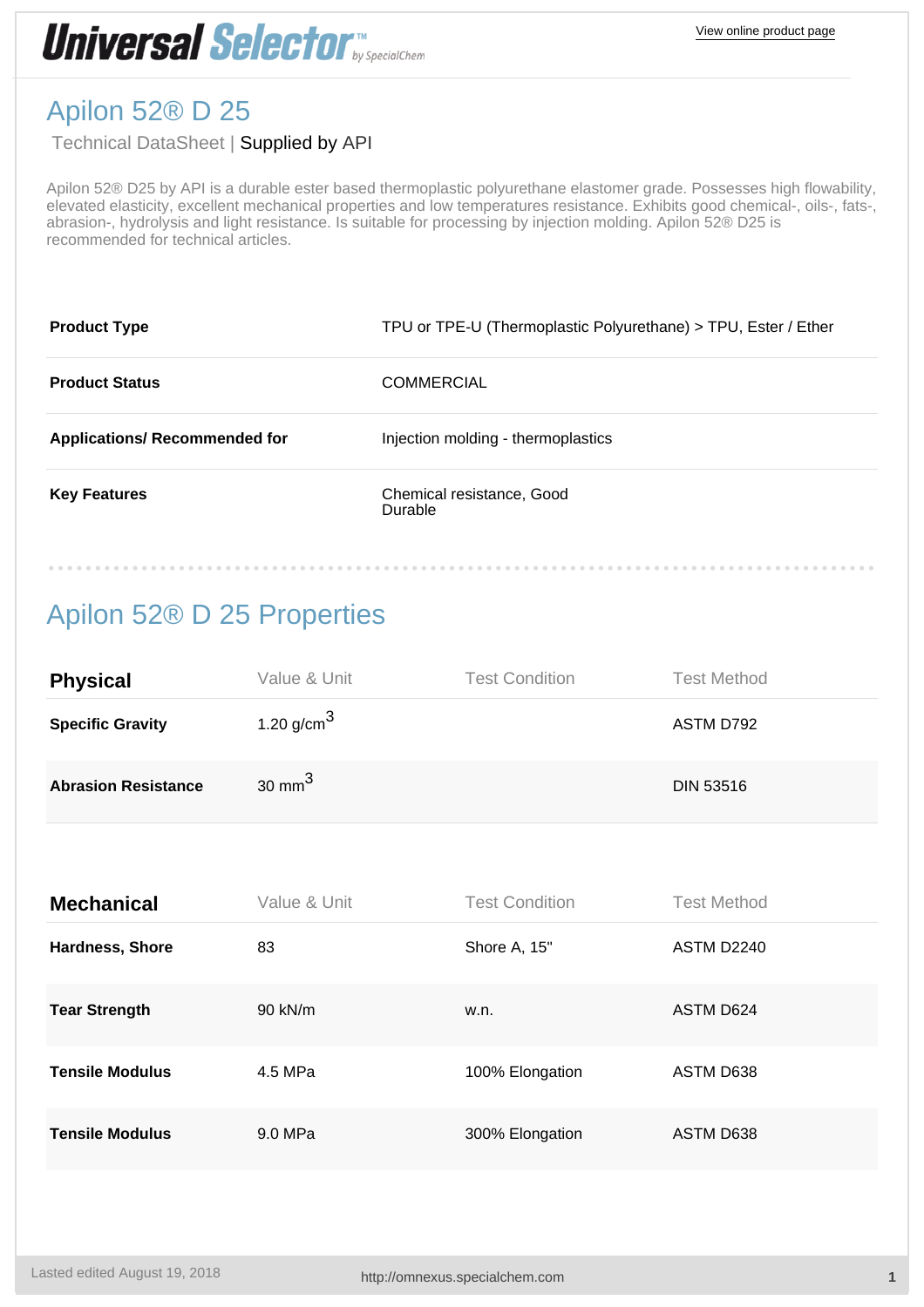# Apilon 52® D 25

Technical DataSheet | Supplied by API

Apilon 52® D25 by API is a durable ester based thermoplastic polyurethane elastomer grade. Possesses high flowability, elevated elasticity, excellent mechanical properties and low temperatures resistance. Exhibits good chemical-, oils-, fats-, abrasion-, hydrolysis and light resistance. Is suitable for processing by injection molding. Apilon 52® D25 is recommended for technical articles.

| | |
|---|---|
| **Product Type** | TPU or TPE-U (Thermoplastic Polyurethane) > TPU, Ester / Ether |
| **Product Status** | COMMERCIAL |
| **Applications/ Recommended for** | Injection molding - thermoplastics |
| **Key Features** | Chemical resistance, Good<br>Durable |

## Apilon 52® D 25 Properties

| Physical | Value & Unit | Test Condition | Test Method |
|---|---|---|---|
| **Specific Gravity** | 1.20 g/cm$^3$ | | ASTM D792 |
| **Abrasion Resistance** | 30 mm$^3$ | | DIN 53516 |

| Mechanical | Value & Unit | Test Condition | Test Method |
|---|---|---|---|
| **Hardness, Shore** | 83 | Shore A, 15" | ASTM D2240 |
| **Tear Strength** | 90 kN/m | w.n. | ASTM D624 |
| **Tensile Modulus** | 4.5 MPa | 100% Elongation | ASTM D638 |
| **Tensile Modulus** | 9.0 MPa | 300% Elongation | ASTM D638 |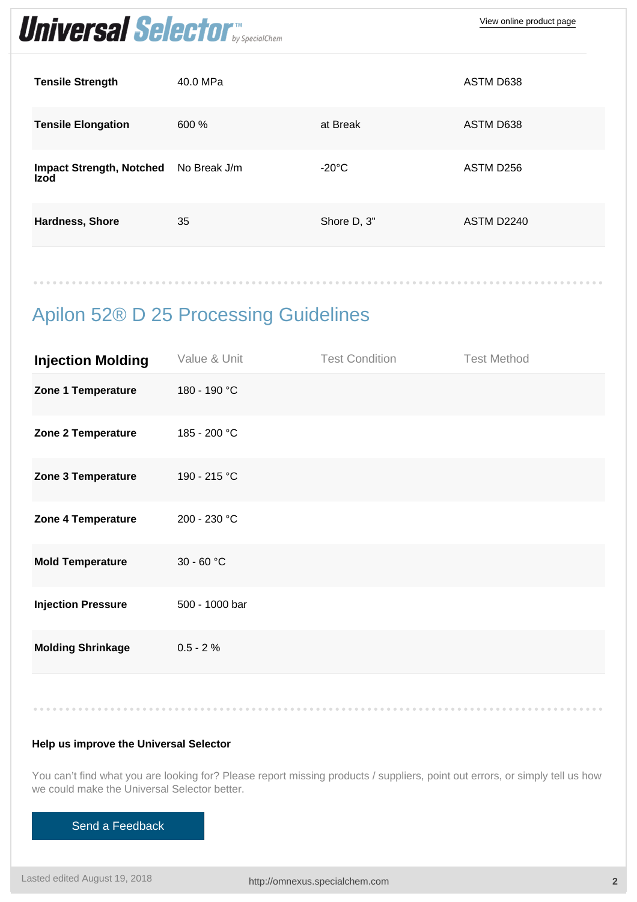| | | | |
|---|---|---|---|
| **Tensile Strength** | 40.0 MPa | | ASTM D638 |
| **Tensile Elongation** | 600 % | at Break | ASTM D638 |
| **Impact Strength, Notched Izod** | No Break J/m | -20°C | ASTM D256 |
| **Hardness, Shore** | 35 | Shore D, 3" | ASTM D2240 |

## Apilon 52® D 25 Processing Guidelines

| Injection Molding | Value & Unit | Test Condition | Test Method |
|---|---|---|---|
| **Zone 1 Temperature** | 180 - 190 °C | | |
| **Zone 2 Temperature** | 185 - 200 °C | | |
| **Zone 3 Temperature** | 190 - 215 °C | | |
| **Zone 4 Temperature** | 200 - 230 °C | | |
| **Mold Temperature** | 30 - 60 °C | | |
| **Injection Pressure** | 500 - 1000 bar | | |
| **Molding Shrinkage** | 0.5 - 2 % | | |

**Help us improve the Universal Selector**

You can't find what you are looking for? Please report missing products / suppliers, point out errors, or simply tell us how we could make the Universal Selector better.

Send a Feedback

Lasted edited August 19, 2018